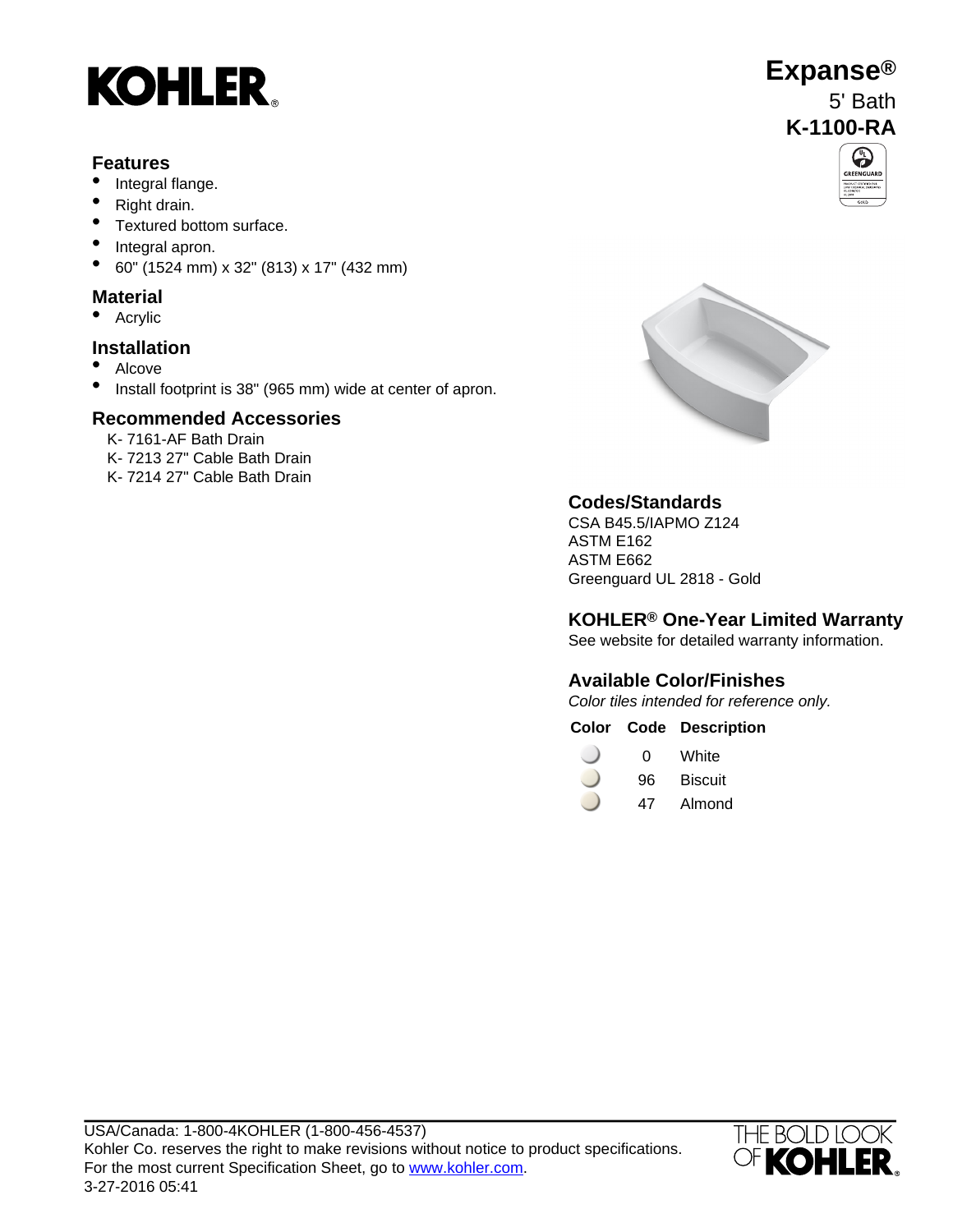# KOHLER

# Expanse®

5' Bath

**K-1100-RA**

## Features

- Integral flange.
- Right drain.
- Textured bottom surface.
- Integral apron.
- 60" (1524 mm) x 32" (813) x 17" (432 mm)

## Material

- Acrylic

## Installation

- Alcove
- Install footprint is 38" (965 mm) wide at center of apron.

## Recommended Accessories

K- 7161-AF Bath Drain
K- 7213 27" Cable Bath Drain
K- 7214 27" Cable Bath Drain

## Codes/Standards

CSA B45.5/IAPMO Z124
ASTM E162
ASTM E662
Greenguard UL 2818 - Gold

## KOHLER® One-Year Limited Warranty

See website for detailed warranty information.

## Available Color/Finishes

*Color tiles intended for reference only.*

| Color | Code | Description |
| --- | --- | --- |
| | 0 | White |
| | 96 | Biscuit |
| | 47 | Almond |

USA/Canada: 1-800-4KOHLER (1-800-456-4537)
Kohler Co. reserves the right to make revisions without notice to product specifications.
For the most current Specification Sheet, go to www.kohler.com.
3-27-2016 05:41

THE BOLD LOOK OF KOHLER.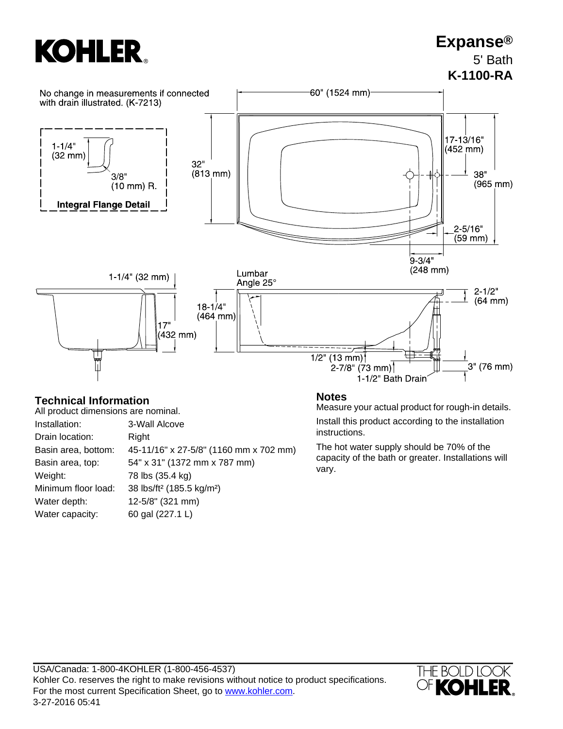# Expanse®

5' Bath

**K-1100-RA**

No change in measurements if connected with drain illustrated. (K-7213)

**Integral Flange Detail**

1-1/4" (32 mm)

3/8" (10 mm) R.

60" (1524 mm)

32" (813 mm)

17-13/16" (452 mm)

38" (965 mm)

2-5/16" (59 mm)

9-3/4" (248 mm)

1-1/4" (32 mm)

17" (432 mm)

Lumbar Angle 25°

18-1/4" (464 mm)

2-1/2" (64 mm)

1/2" (13 mm)

2-7/8" (73 mm)

1-1/2" Bath Drain

3" (76 mm)

## Technical Information

All product dimensions are nominal.

| | |
|---|---|
| Installation: | 3-Wall Alcove |
| Drain location: | Right |
| Basin area, bottom: | 45-11/16" x 27-5/8" (1160 mm x 702 mm) |
| Basin area, top: | 54" x 31" (1372 mm x 787 mm) |
| Weight: | 78 lbs (35.4 kg) |
| Minimum floor load: | 38 lbs/ft² (185.5 kg/m²) |
| Water depth: | 12-5/8" (321 mm) |
| Water capacity: | 60 gal (227.1 L) |

## Notes

Measure your actual product for rough-in details.

Install this product according to the installation instructions.

The hot water supply should be 70% of the capacity of the bath or greater. Installations will vary.

USA/Canada: 1-800-4KOHLER (1-800-456-4537)
Kohler Co. reserves the right to make revisions without notice to product specifications.
For the most current Specification Sheet, go to www.kohler.com.
3-27-2016 05:41